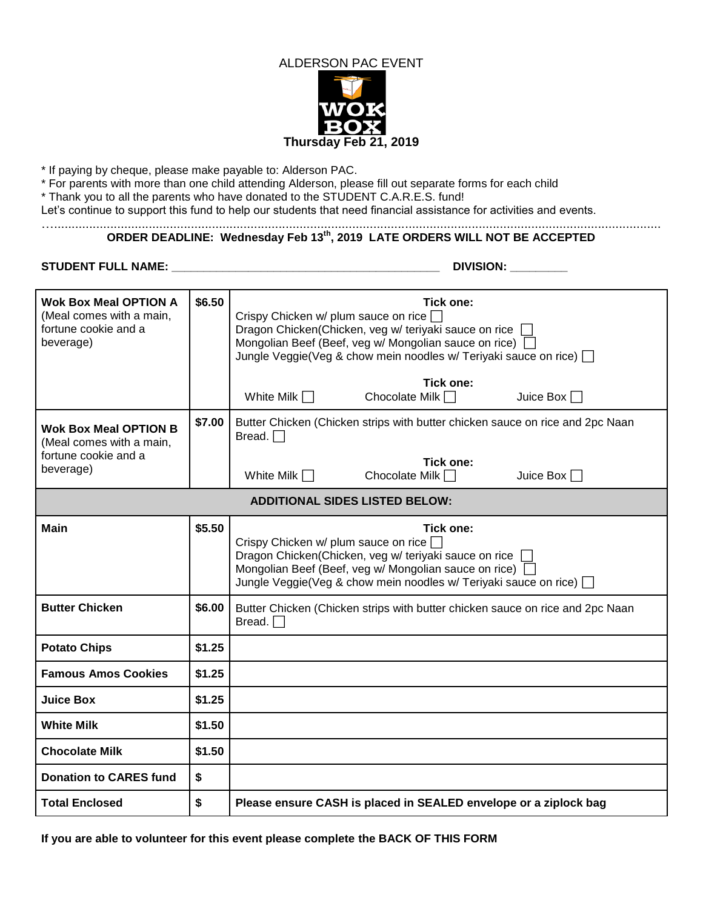ALDERSON PAC EVENT

WOK BOX

**Thursday Feb 21, 2019**

\* If paying by cheque, please make payable to: Alderson PAC.
\* For parents with more than one child attending Alderson, please fill out separate forms for each child
\* Thank you to all the parents who have donated to the STUDENT C.A.R.E.S. fund!
Let's continue to support this fund to help our students that need financial assistance for activities and events.

……………………………………………………………………………………………………………………………………………

**ORDER DEADLINE: Wednesday Feb 13th, 2019 LATE ORDERS WILL NOT BE ACCEPTED**

**STUDENT FULL NAME:** ____________________________________________ **DIVISION:** _________

| | | |
|---|---|---|
| **Wok Box Meal OPTION A** (Meal comes with a main, fortune cookie and a beverage) | **$6.50** | **Tick one:**<br>Crispy Chicken w/ plum sauce on rice ☐<br>Dragon Chicken(Chicken, veg w/ teriyaki sauce on rice ☐<br>Mongolian Beef (Beef, veg w/ Mongolian sauce on rice) ☐<br>Jungle Veggie(Veg & chow mein noodles w/ Teriyaki sauce on rice) ☐<br><br>**Tick one:**<br>White Milk ☐ Chocolate Milk ☐ Juice Box ☐ |
| **Wok Box Meal OPTION B** (Meal comes with a main, fortune cookie and a beverage) | **$7.00** | Butter Chicken (Chicken strips with butter chicken sauce on rice and 2pc Naan Bread. ☐<br><br>**Tick one:**<br>White Milk ☐ Chocolate Milk ☐ Juice Box ☐ |
| **ADDITIONAL SIDES LISTED BELOW:** | | |
| **Main** | **$5.50** | **Tick one:**<br>Crispy Chicken w/ plum sauce on rice ☐<br>Dragon Chicken(Chicken, veg w/ teriyaki sauce on rice ☐<br>Mongolian Beef (Beef, veg w/ Mongolian sauce on rice) ☐<br>Jungle Veggie(Veg & chow mein noodles w/ Teriyaki sauce on rice) ☐ |
| **Butter Chicken** | **$6.00** | Butter Chicken (Chicken strips with butter chicken sauce on rice and 2pc Naan Bread. ☐ |
| **Potato Chips** | **$1.25** | |
| **Famous Amos Cookies** | **$1.25** | |
| **Juice Box** | **$1.25** | |
| **White Milk** | **$1.50** | |
| **Chocolate Milk** | **$1.50** | |
| **Donation to CARES fund** | **$** | |
| **Total Enclosed** | **$** | **Please ensure CASH is placed in SEALED envelope or a ziplock bag** |

**If you are able to volunteer for this event please complete the BACK OF THIS FORM**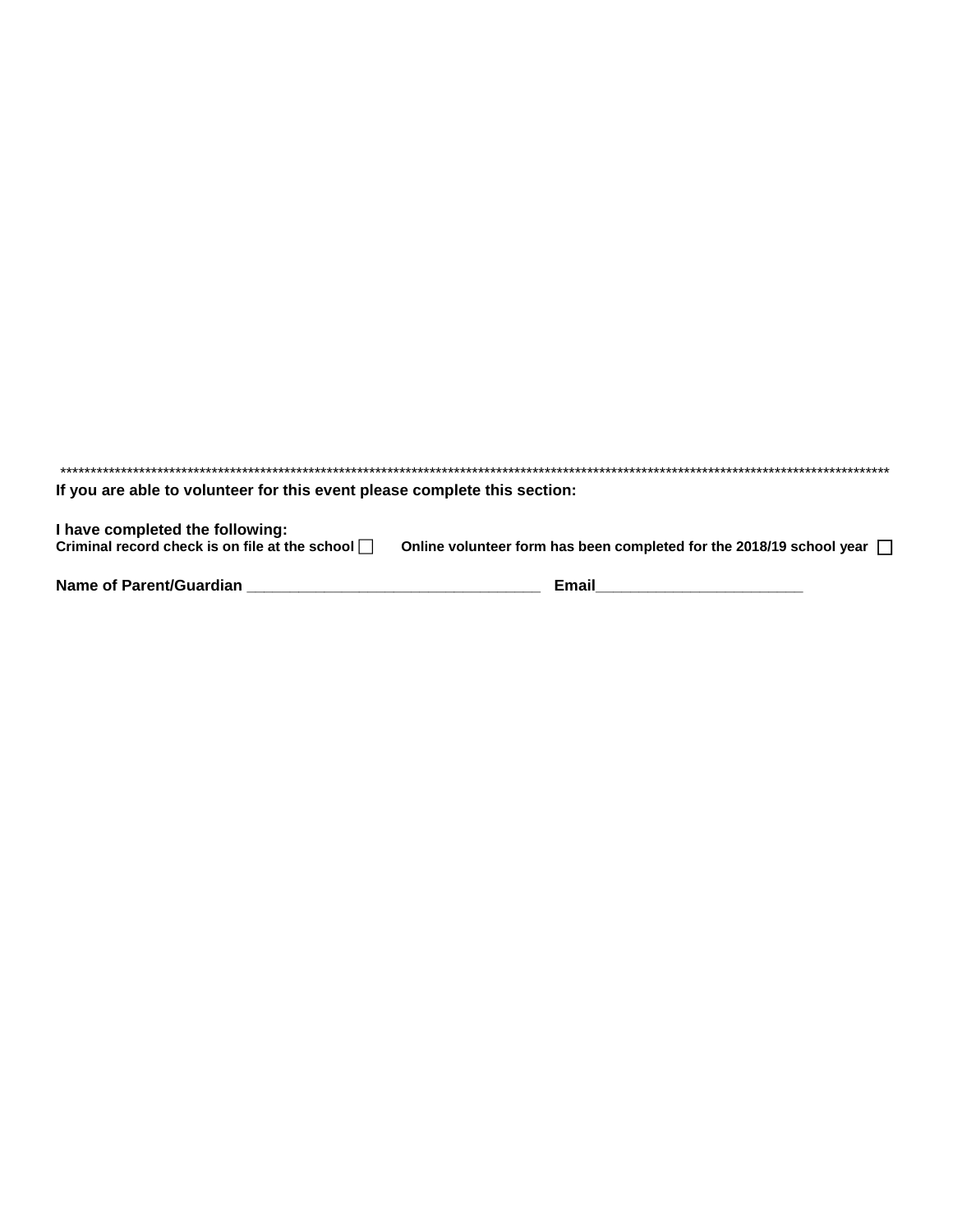*************************************************************************************************************************************************

**If you are able to volunteer for this event please complete this section:**

**I have completed the following:**

**Criminal record check is on file at the school** ☐ **Online volunteer form has been completed for the 2018/19 school year** ☐

**Name of Parent/Guardian** ________________________________ **Email**_______________________